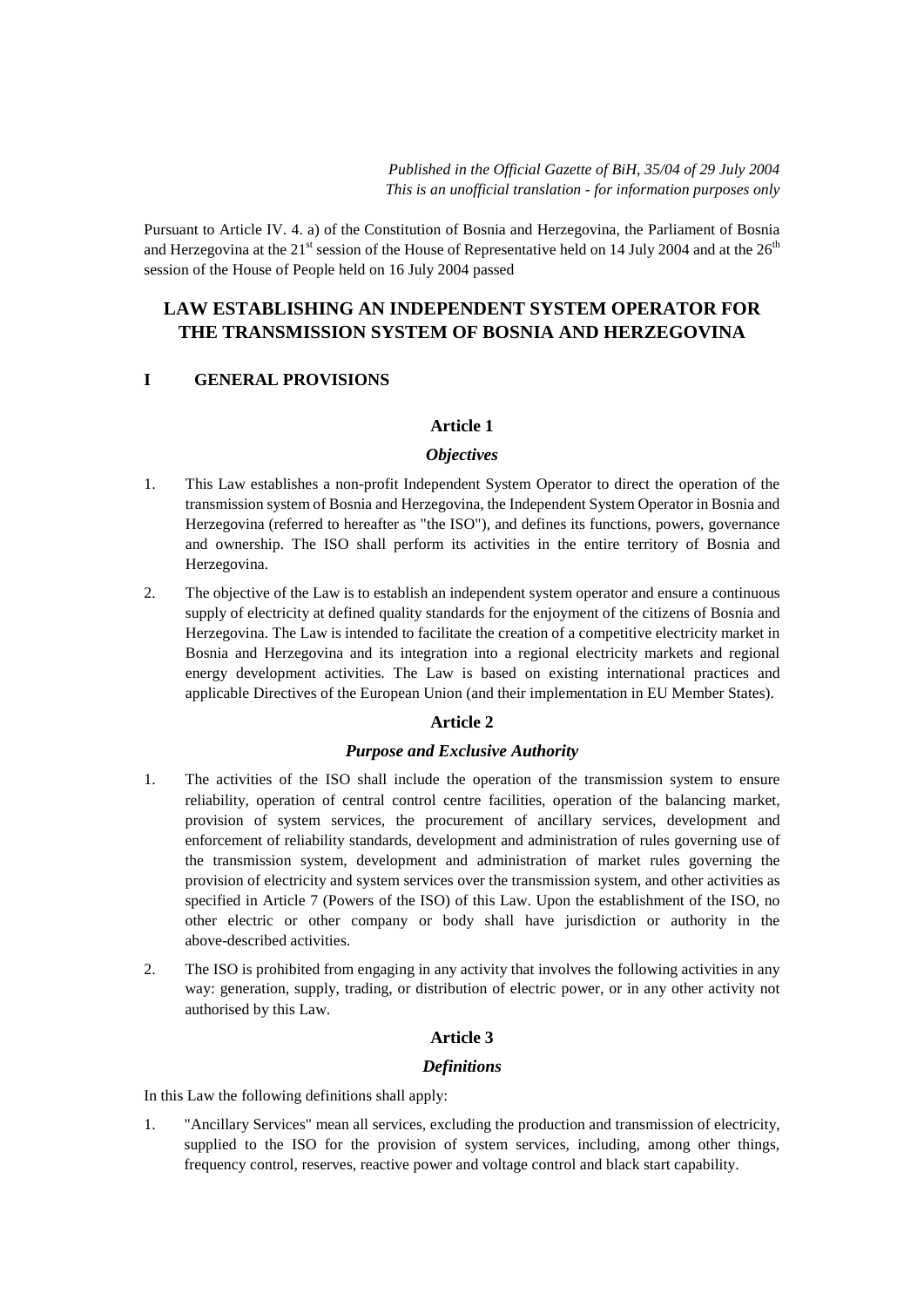*Published in the Official Gazette of BiH, 35/04 of 29 July 2004*
*This is an unofficial translation - for information purposes only*

Pursuant to Article IV. 4. a) of the Constitution of Bosnia and Herzegovina, the Parliament of Bosnia and Herzegovina at the 21st session of the House of Representative held on 14 July 2004 and at the 26th session of the House of People held on 16 July 2004 passed

# LAW ESTABLISHING AN INDEPENDENT SYSTEM OPERATOR FOR THE TRANSMISSION SYSTEM OF BOSNIA AND HERZEGOVINA

## I GENERAL PROVISIONS

### Article 1

***Objectives***

1. This Law establishes a non-profit Independent System Operator to direct the operation of the transmission system of Bosnia and Herzegovina, the Independent System Operator in Bosnia and Herzegovina (referred to hereafter as "the ISO"), and defines its functions, powers, governance and ownership. The ISO shall perform its activities in the entire territory of Bosnia and Herzegovina.
2. The objective of the Law is to establish an independent system operator and ensure a continuous supply of electricity at defined quality standards for the enjoyment of the citizens of Bosnia and Herzegovina. The Law is intended to facilitate the creation of a competitive electricity market in Bosnia and Herzegovina and its integration into a regional electricity markets and regional energy development activities. The Law is based on existing international practices and applicable Directives of the European Union (and their implementation in EU Member States).

### Article 2

***Purpose and Exclusive Authority***

1. The activities of the ISO shall include the operation of the transmission system to ensure reliability, operation of central control centre facilities, operation of the balancing market, provision of system services, the procurement of ancillary services, development and enforcement of reliability standards, development and administration of rules governing use of the transmission system, development and administration of market rules governing the provision of electricity and system services over the transmission system, and other activities as specified in Article 7 (Powers of the ISO) of this Law. Upon the establishment of the ISO, no other electric or other company or body shall have jurisdiction or authority in the above-described activities.
2. The ISO is prohibited from engaging in any activity that involves the following activities in any way: generation, supply, trading, or distribution of electric power, or in any other activity not authorised by this Law.

### Article 3

***Definitions***

In this Law the following definitions shall apply:

1. "Ancillary Services" mean all services, excluding the production and transmission of electricity, supplied to the ISO for the provision of system services, including, among other things, frequency control, reserves, reactive power and voltage control and black start capability.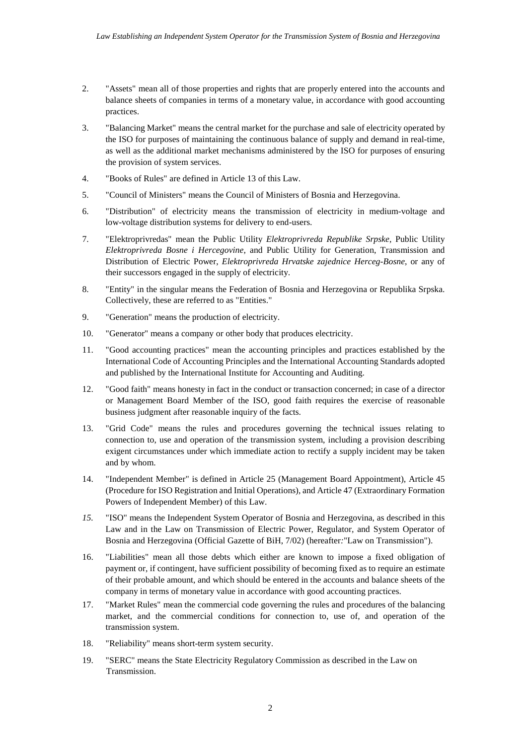2. "Assets" mean all of those properties and rights that are properly entered into the accounts and balance sheets of companies in terms of a monetary value, in accordance with good accounting practices.

3. "Balancing Market" means the central market for the purchase and sale of electricity operated by the ISO for purposes of maintaining the continuous balance of supply and demand in real-time, as well as the additional market mechanisms administered by the ISO for purposes of ensuring the provision of system services.

4. "Books of Rules" are defined in Article 13 of this Law.

5. "Council of Ministers" means the Council of Ministers of Bosnia and Herzegovina.

6. "Distribution" of electricity means the transmission of electricity in medium-voltage and low-voltage distribution systems for delivery to end-users.

7. "Elektroprivredas" mean the Public Utility *Elektroprivreda Republike Srpske*, Public Utility *Elektroprivreda Bosne i Hercegovine*, and Public Utility for Generation, Transmission and Distribution of Electric Power, *Elektroprivreda Hrvatske zajednice Herceg-Bosne*, or any of their successors engaged in the supply of electricity.

8. "Entity" in the singular means the Federation of Bosnia and Herzegovina or Republika Srpska. Collectively, these are referred to as "Entities."

9. "Generation" means the production of electricity.

10. "Generator" means a company or other body that produces electricity.

11. "Good accounting practices" mean the accounting principles and practices established by the International Code of Accounting Principles and the International Accounting Standards adopted and published by the International Institute for Accounting and Auditing.

12. "Good faith" means honesty in fact in the conduct or transaction concerned; in case of a director or Management Board Member of the ISO, good faith requires the exercise of reasonable business judgment after reasonable inquiry of the facts.

13. "Grid Code" means the rules and procedures governing the technical issues relating to connection to, use and operation of the transmission system, including a provision describing exigent circumstances under which immediate action to rectify a supply incident may be taken and by whom.

14. "Independent Member" is defined in Article 25 (Management Board Appointment), Article 45 (Procedure for ISO Registration and Initial Operations), and Article 47 (Extraordinary Formation Powers of Independent Member) of this Law.

15. "ISO" means the Independent System Operator of Bosnia and Herzegovina, as described in this Law and in the Law on Transmission of Electric Power, Regulator, and System Operator of Bosnia and Herzegovina (Official Gazette of BiH, 7/02) (hereafter:"Law on Transmission").

16. "Liabilities" mean all those debts which either are known to impose a fixed obligation of payment or, if contingent, have sufficient possibility of becoming fixed as to require an estimate of their probable amount, and which should be entered in the accounts and balance sheets of the company in terms of monetary value in accordance with good accounting practices.

17. "Market Rules" mean the commercial code governing the rules and procedures of the balancing market, and the commercial conditions for connection to, use of, and operation of the transmission system.

18. "Reliability" means short-term system security.

19. "SERC" means the State Electricity Regulatory Commission as described in the Law on Transmission.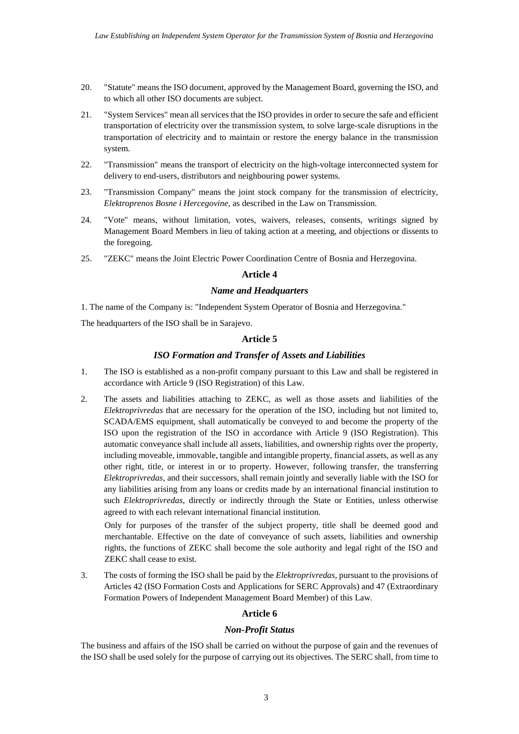20. "Statute" means the ISO document, approved by the Management Board, governing the ISO, and to which all other ISO documents are subject.

21. "System Services" mean all services that the ISO provides in order to secure the safe and efficient transportation of electricity over the transmission system, to solve large-scale disruptions in the transportation of electricity and to maintain or restore the energy balance in the transmission system.

22. "Transmission" means the transport of electricity on the high-voltage interconnected system for delivery to end-users, distributors and neighbouring power systems.

23. "Transmission Company" means the joint stock company for the transmission of electricity, *Elektroprenos Bosne i Hercegovine*, as described in the Law on Transmission.

24. "Vote" means, without limitation, votes, waivers, releases, consents, writings signed by Management Board Members in lieu of taking action at a meeting, and objections or dissents to the foregoing.

25. "ZEKC" means the Joint Electric Power Coordination Centre of Bosnia and Herzegovina.

## Article 4

### *Name and Headquarters*

1. The name of the Company is: "Independent System Operator of Bosnia and Herzegovina."

The headquarters of the ISO shall be in Sarajevo.

## Article 5

### *ISO Formation and Transfer of Assets and Liabilities*

1. The ISO is established as a non-profit company pursuant to this Law and shall be registered in accordance with Article 9 (ISO Registration) of this Law.

2. The assets and liabilities attaching to ZEKC, as well as those assets and liabilities of the *Elektroprivredas* that are necessary for the operation of the ISO, including but not limited to, SCADA/EMS equipment, shall automatically be conveyed to and become the property of the ISO upon the registration of the ISO in accordance with Article 9 (ISO Registration). This automatic conveyance shall include all assets, liabilities, and ownership rights over the property, including moveable, immovable, tangible and intangible property, financial assets, as well as any other right, title, or interest in or to property. However, following transfer, the transferring *Elektroprivredas*, and their successors, shall remain jointly and severally liable with the ISO for any liabilities arising from any loans or credits made by an international financial institution to such *Elektroprivredas*, directly or indirectly through the State or Entities, unless otherwise agreed to with each relevant international financial institution.

   Only for purposes of the transfer of the subject property, title shall be deemed good and merchantable. Effective on the date of conveyance of such assets, liabilities and ownership rights, the functions of ZEKC shall become the sole authority and legal right of the ISO and ZEKC shall cease to exist.

3. The costs of forming the ISO shall be paid by the *Elektroprivredas*, pursuant to the provisions of Articles 42 (ISO Formation Costs and Applications for SERC Approvals) and 47 (Extraordinary Formation Powers of Independent Management Board Member) of this Law.

## Article 6

### *Non-Profit Status*

The business and affairs of the ISO shall be carried on without the purpose of gain and the revenues of the ISO shall be used solely for the purpose of carrying out its objectives. The SERC shall, from time to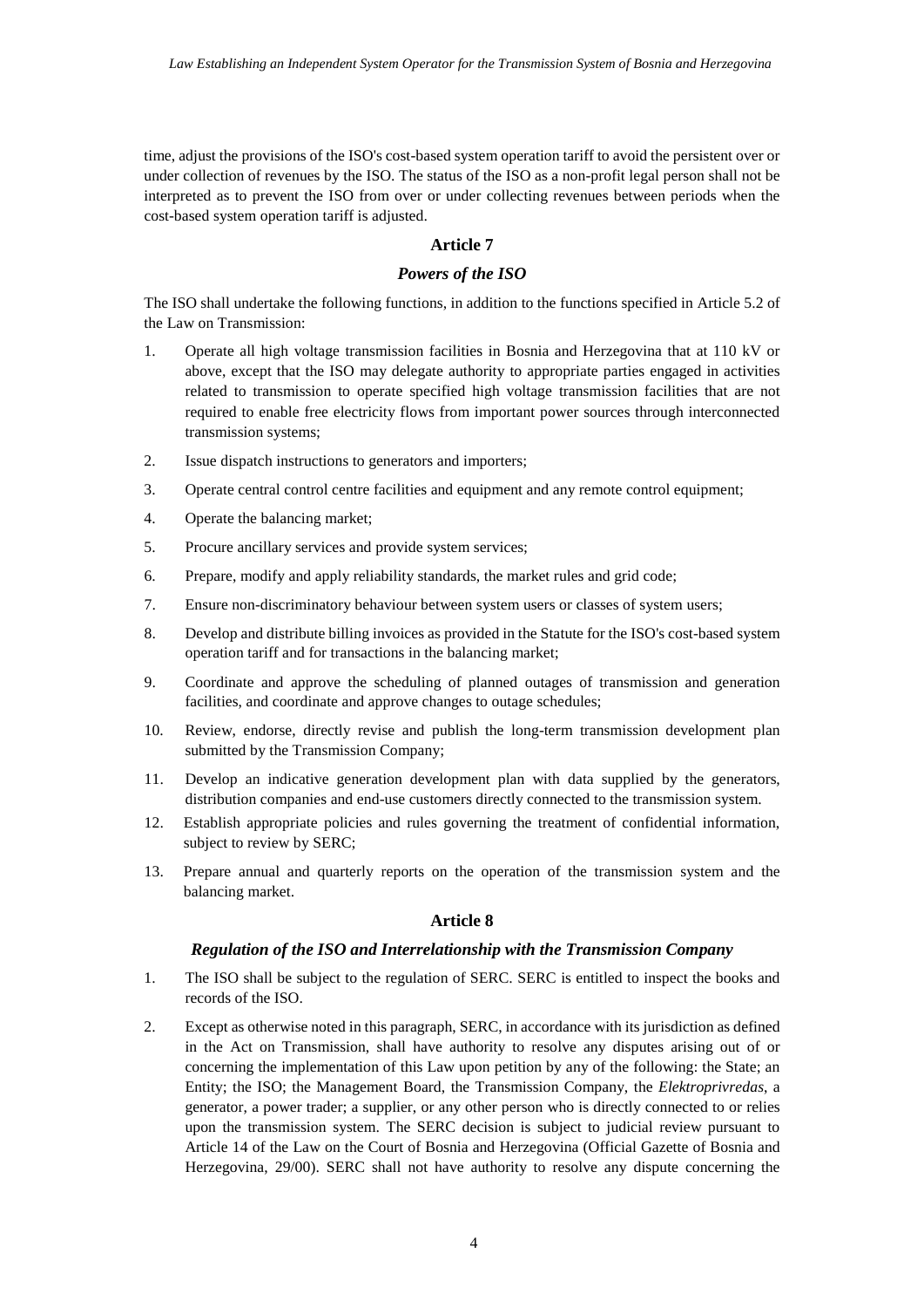time, adjust the provisions of the ISO's cost-based system operation tariff to avoid the persistent over or under collection of revenues by the ISO. The status of the ISO as a non-profit legal person shall not be interpreted as to prevent the ISO from over or under collecting revenues between periods when the cost-based system operation tariff is adjusted.

### Article 7

#### *Powers of the ISO*

The ISO shall undertake the following functions, in addition to the functions specified in Article 5.2 of the Law on Transmission:

1. Operate all high voltage transmission facilities in Bosnia and Herzegovina that at 110 kV or above, except that the ISO may delegate authority to appropriate parties engaged in activities related to transmission to operate specified high voltage transmission facilities that are not required to enable free electricity flows from important power sources through interconnected transmission systems;
2. Issue dispatch instructions to generators and importers;
3. Operate central control centre facilities and equipment and any remote control equipment;
4. Operate the balancing market;
5. Procure ancillary services and provide system services;
6. Prepare, modify and apply reliability standards, the market rules and grid code;
7. Ensure non-discriminatory behaviour between system users or classes of system users;
8. Develop and distribute billing invoices as provided in the Statute for the ISO's cost-based system operation tariff and for transactions in the balancing market;
9. Coordinate and approve the scheduling of planned outages of transmission and generation facilities, and coordinate and approve changes to outage schedules;
10. Review, endorse, directly revise and publish the long-term transmission development plan submitted by the Transmission Company;
11. Develop an indicative generation development plan with data supplied by the generators, distribution companies and end-use customers directly connected to the transmission system.
12. Establish appropriate policies and rules governing the treatment of confidential information, subject to review by SERC;
13. Prepare annual and quarterly reports on the operation of the transmission system and the balancing market.

### Article 8

#### *Regulation of the ISO and Interrelationship with the Transmission Company*

1. The ISO shall be subject to the regulation of SERC. SERC is entitled to inspect the books and records of the ISO.
2. Except as otherwise noted in this paragraph, SERC, in accordance with its jurisdiction as defined in the Act on Transmission, shall have authority to resolve any disputes arising out of or concerning the implementation of this Law upon petition by any of the following: the State; an Entity; the ISO; the Management Board, the Transmission Company, the *Elektroprivredas*, a generator, a power trader; a supplier, or any other person who is directly connected to or relies upon the transmission system. The SERC decision is subject to judicial review pursuant to Article 14 of the Law on the Court of Bosnia and Herzegovina (Official Gazette of Bosnia and Herzegovina, 29/00). SERC shall not have authority to resolve any dispute concerning the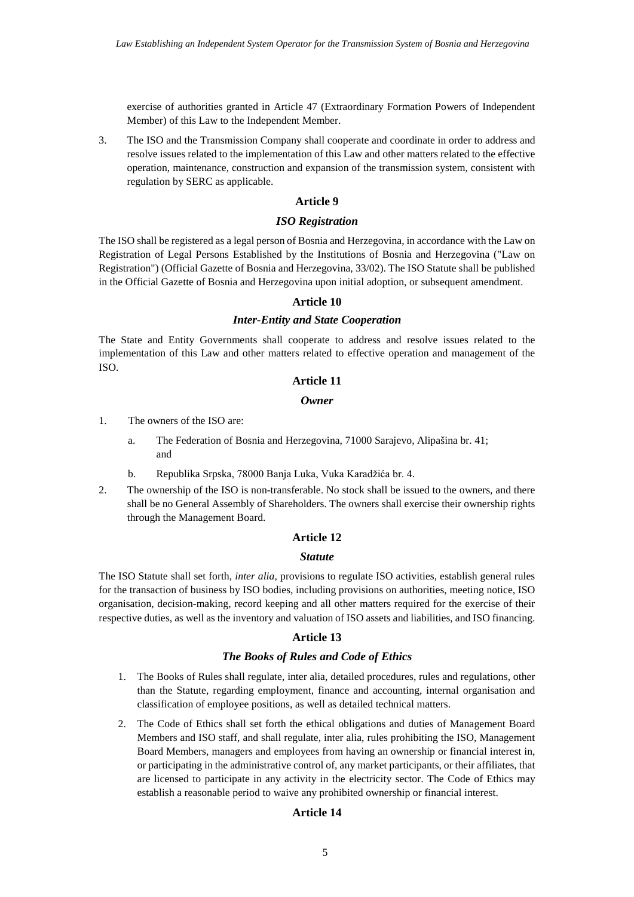exercise of authorities granted in Article 47 (Extraordinary Formation Powers of Independent Member) of this Law to the Independent Member.

3. The ISO and the Transmission Company shall cooperate and coordinate in order to address and resolve issues related to the implementation of this Law and other matters related to the effective operation, maintenance, construction and expansion of the transmission system, consistent with regulation by SERC as applicable.

## Article 9

### *ISO Registration*

The ISO shall be registered as a legal person of Bosnia and Herzegovina, in accordance with the Law on Registration of Legal Persons Established by the Institutions of Bosnia and Herzegovina ("Law on Registration") (Official Gazette of Bosnia and Herzegovina, 33/02). The ISO Statute shall be published in the Official Gazette of Bosnia and Herzegovina upon initial adoption, or subsequent amendment.

## Article 10

### *Inter-Entity and State Cooperation*

The State and Entity Governments shall cooperate to address and resolve issues related to the implementation of this Law and other matters related to effective operation and management of the ISO.

## Article 11

### *Owner*

1. The owners of the ISO are:

   a. The Federation of Bosnia and Herzegovina, 71000 Sarajevo, Alipašina br. 41; and

   b. Republika Srpska, 78000 Banja Luka, Vuka Karadžića br. 4.

2. The ownership of the ISO is non-transferable. No stock shall be issued to the owners, and there shall be no General Assembly of Shareholders. The owners shall exercise their ownership rights through the Management Board.

## Article 12

### *Statute*

The ISO Statute shall set forth, *inter alia,* provisions to regulate ISO activities, establish general rules for the transaction of business by ISO bodies, including provisions on authorities, meeting notice, ISO organisation, decision-making, record keeping and all other matters required for the exercise of their respective duties, as well as the inventory and valuation of ISO assets and liabilities, and ISO financing.

## Article 13

### *The Books of Rules and Code of Ethics*

1. The Books of Rules shall regulate, inter alia, detailed procedures, rules and regulations, other than the Statute, regarding employment, finance and accounting, internal organisation and classification of employee positions, as well as detailed technical matters.

2. The Code of Ethics shall set forth the ethical obligations and duties of Management Board Members and ISO staff, and shall regulate, inter alia, rules prohibiting the ISO, Management Board Members, managers and employees from having an ownership or financial interest in, or participating in the administrative control of, any market participants, or their affiliates, that are licensed to participate in any activity in the electricity sector. The Code of Ethics may establish a reasonable period to waive any prohibited ownership or financial interest.

## Article 14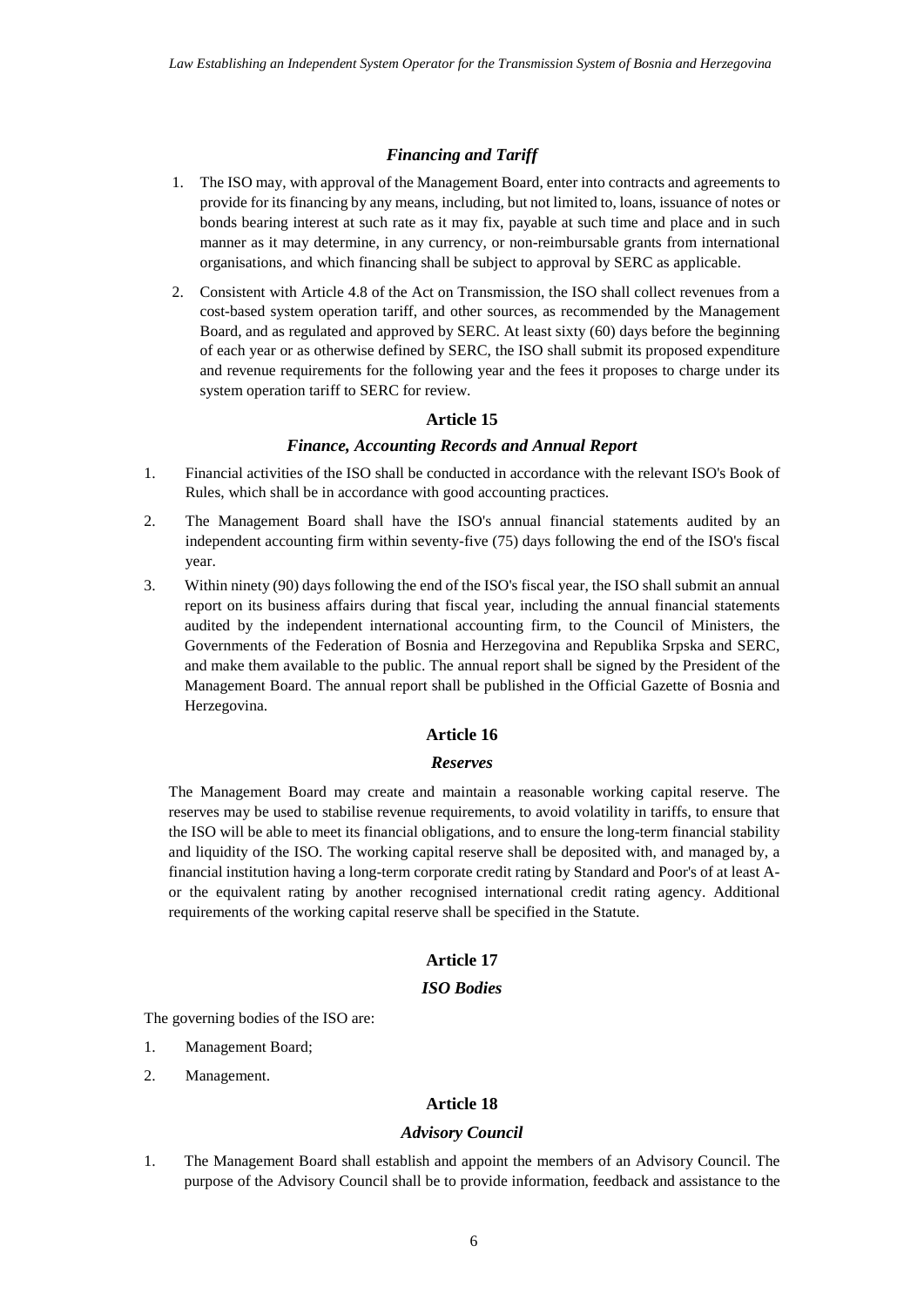### *Financing and Tariff*

1. The ISO may, with approval of the Management Board, enter into contracts and agreements to provide for its financing by any means, including, but not limited to, loans, issuance of notes or bonds bearing interest at such rate as it may fix, payable at such time and place and in such manner as it may determine, in any currency, or non-reimbursable grants from international organisations, and which financing shall be subject to approval by SERC as applicable.
2. Consistent with Article 4.8 of the Act on Transmission, the ISO shall collect revenues from a cost-based system operation tariff, and other sources, as recommended by the Management Board, and as regulated and approved by SERC. At least sixty (60) days before the beginning of each year or as otherwise defined by SERC, the ISO shall submit its proposed expenditure and revenue requirements for the following year and the fees it proposes to charge under its system operation tariff to SERC for review.

### Article 15

### *Finance, Accounting Records and Annual Report*

1. Financial activities of the ISO shall be conducted in accordance with the relevant ISO's Book of Rules, which shall be in accordance with good accounting practices.
2. The Management Board shall have the ISO's annual financial statements audited by an independent accounting firm within seventy-five (75) days following the end of the ISO's fiscal year.
3. Within ninety (90) days following the end of the ISO's fiscal year, the ISO shall submit an annual report on its business affairs during that fiscal year, including the annual financial statements audited by the independent international accounting firm, to the Council of Ministers, the Governments of the Federation of Bosnia and Herzegovina and Republika Srpska and SERC, and make them available to the public. The annual report shall be signed by the President of the Management Board. The annual report shall be published in the Official Gazette of Bosnia and Herzegovina.

### Article 16

### *Reserves*

The Management Board may create and maintain a reasonable working capital reserve. The reserves may be used to stabilise revenue requirements, to avoid volatility in tariffs, to ensure that the ISO will be able to meet its financial obligations, and to ensure the long-term financial stability and liquidity of the ISO. The working capital reserve shall be deposited with, and managed by, a financial institution having a long-term corporate credit rating by Standard and Poor's of at least A- or the equivalent rating by another recognised international credit rating agency. Additional requirements of the working capital reserve shall be specified in the Statute.

### Article 17

### *ISO Bodies*

The governing bodies of the ISO are:

1. Management Board;
2. Management.

### Article 18

### *Advisory Council*

1. The Management Board shall establish and appoint the members of an Advisory Council. The purpose of the Advisory Council shall be to provide information, feedback and assistance to the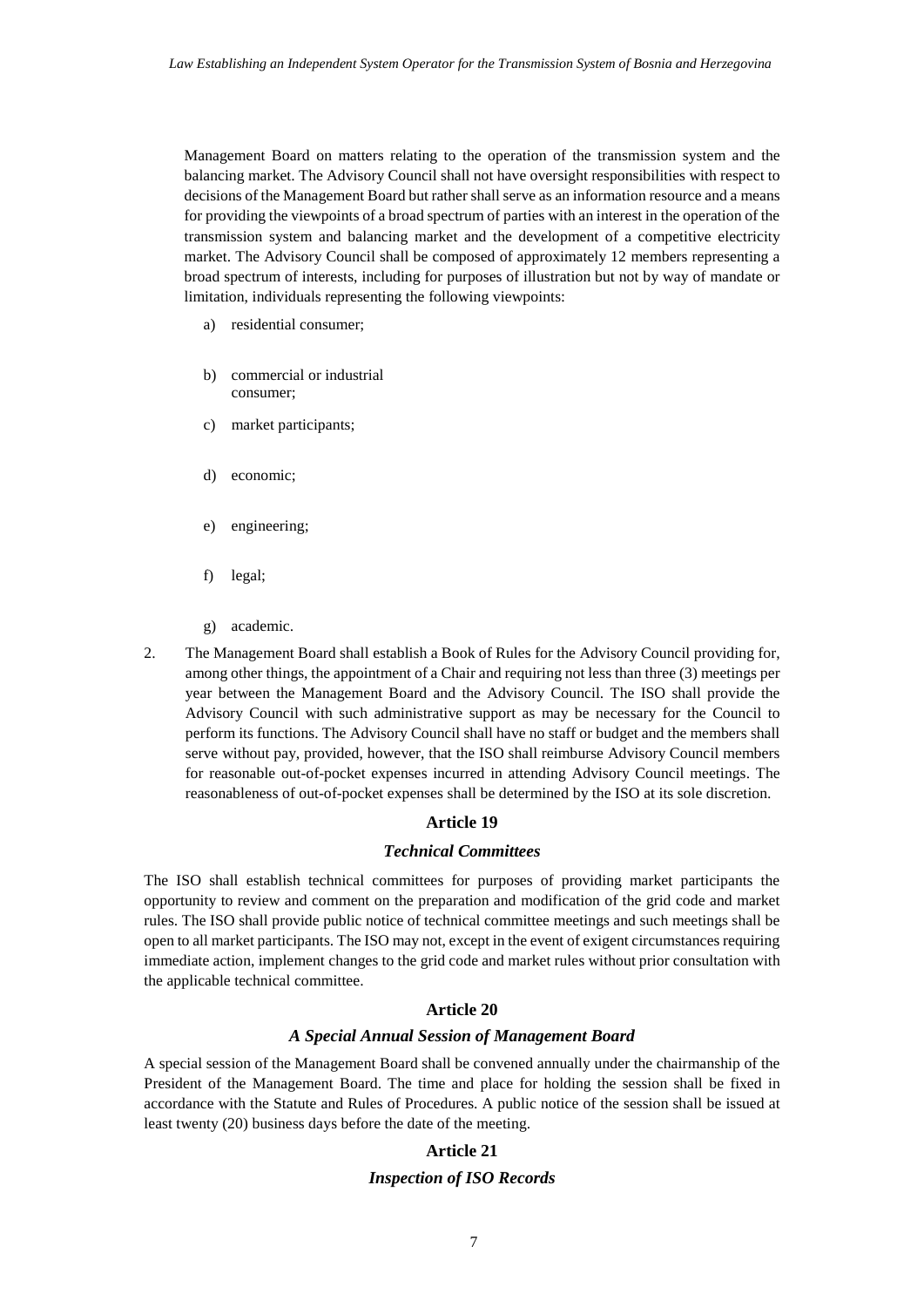Management Board on matters relating to the operation of the transmission system and the balancing market. The Advisory Council shall not have oversight responsibilities with respect to decisions of the Management Board but rather shall serve as an information resource and a means for providing the viewpoints of a broad spectrum of parties with an interest in the operation of the transmission system and balancing market and the development of a competitive electricity market. The Advisory Council shall be composed of approximately 12 members representing a broad spectrum of interests, including for purposes of illustration but not by way of mandate or limitation, individuals representing the following viewpoints:

a) residential consumer;

b) commercial or industrial consumer;

c) market participants;

d) economic;

e) engineering;

f) legal;

g) academic.

2. The Management Board shall establish a Book of Rules for the Advisory Council providing for, among other things, the appointment of a Chair and requiring not less than three (3) meetings per year between the Management Board and the Advisory Council. The ISO shall provide the Advisory Council with such administrative support as may be necessary for the Council to perform its functions. The Advisory Council shall have no staff or budget and the members shall serve without pay, provided, however, that the ISO shall reimburse Advisory Council members for reasonable out-of-pocket expenses incurred in attending Advisory Council meetings. The reasonableness of out-of-pocket expenses shall be determined by the ISO at its sole discretion.

## Article 19

### *Technical Committees*

The ISO shall establish technical committees for purposes of providing market participants the opportunity to review and comment on the preparation and modification of the grid code and market rules. The ISO shall provide public notice of technical committee meetings and such meetings shall be open to all market participants. The ISO may not, except in the event of exigent circumstances requiring immediate action, implement changes to the grid code and market rules without prior consultation with the applicable technical committee.

## Article 20

### *A Special Annual Session of Management Board*

A special session of the Management Board shall be convened annually under the chairmanship of the President of the Management Board. The time and place for holding the session shall be fixed in accordance with the Statute and Rules of Procedures. A public notice of the session shall be issued at least twenty (20) business days before the date of the meeting.

## Article 21

### *Inspection of ISO Records*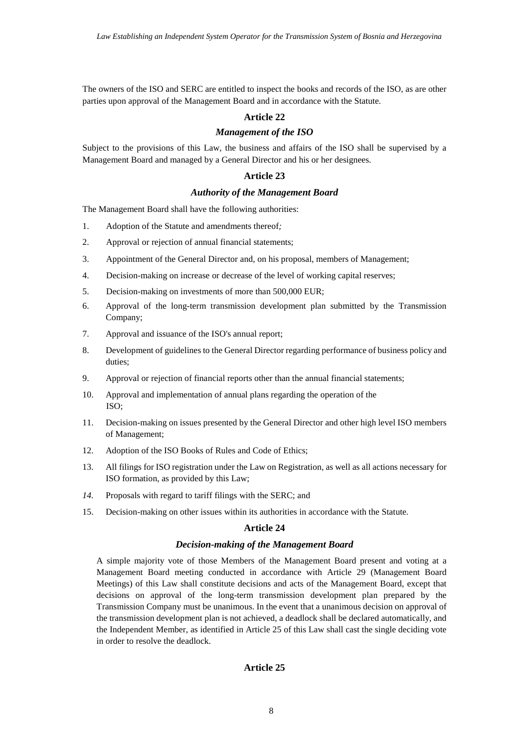The owners of the ISO and SERC are entitled to inspect the books and records of the ISO, as are other parties upon approval of the Management Board and in accordance with the Statute.

### Article 22

#### *Management of the ISO*

Subject to the provisions of this Law, the business and affairs of the ISO shall be supervised by a Management Board and managed by a General Director and his or her designees.

### Article 23

#### *Authority of the Management Board*

The Management Board shall have the following authorities:

1. Adoption of the Statute and amendments thereof;
2. Approval or rejection of annual financial statements;
3. Appointment of the General Director and, on his proposal, members of Management;
4. Decision-making on increase or decrease of the level of working capital reserves;
5. Decision-making on investments of more than 500,000 EUR;
6. Approval of the long-term transmission development plan submitted by the Transmission Company;
7. Approval and issuance of the ISO's annual report;
8. Development of guidelines to the General Director regarding performance of business policy and duties;
9. Approval or rejection of financial reports other than the annual financial statements;
10. Approval and implementation of annual plans regarding the operation of the ISO;
11. Decision-making on issues presented by the General Director and other high level ISO members of Management;
12. Adoption of the ISO Books of Rules and Code of Ethics;
13. All filings for ISO registration under the Law on Registration, as well as all actions necessary for ISO formation, as provided by this Law;
14. Proposals with regard to tariff filings with the SERC; and
15. Decision-making on other issues within its authorities in accordance with the Statute.

### Article 24

#### *Decision-making of the Management Board*

A simple majority vote of those Members of the Management Board present and voting at a Management Board meeting conducted in accordance with Article 29 (Management Board Meetings) of this Law shall constitute decisions and acts of the Management Board, except that decisions on approval of the long-term transmission development plan prepared by the Transmission Company must be unanimous. In the event that a unanimous decision on approval of the transmission development plan is not achieved, a deadlock shall be declared automatically, and the Independent Member, as identified in Article 25 of this Law shall cast the single deciding vote in order to resolve the deadlock.

### Article 25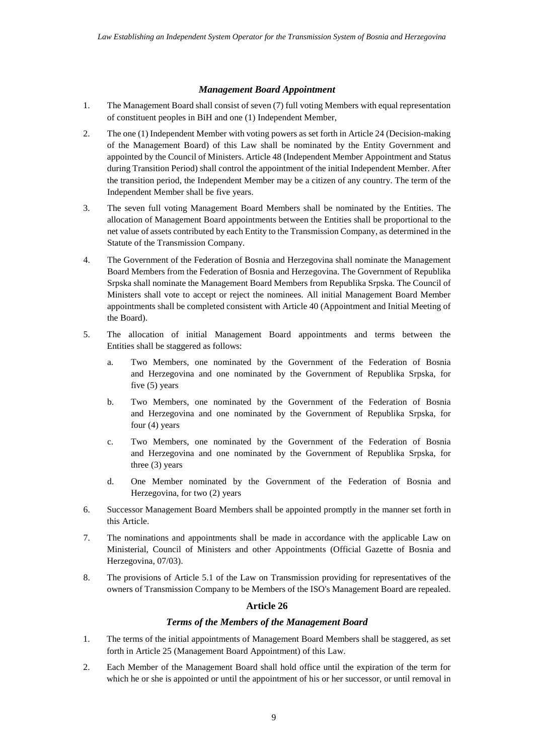### *Management Board Appointment*

1. The Management Board shall consist of seven (7) full voting Members with equal representation of constituent peoples in BiH and one (1) Independent Member,

2. The one (1) Independent Member with voting powers as set forth in Article 24 (Decision-making of the Management Board) of this Law shall be nominated by the Entity Government and appointed by the Council of Ministers. Article 48 (Independent Member Appointment and Status during Transition Period) shall control the appointment of the initial Independent Member. After the transition period, the Independent Member may be a citizen of any country. The term of the Independent Member shall be five years.

3. The seven full voting Management Board Members shall be nominated by the Entities. The allocation of Management Board appointments between the Entities shall be proportional to the net value of assets contributed by each Entity to the Transmission Company, as determined in the Statute of the Transmission Company.

4. The Government of the Federation of Bosnia and Herzegovina shall nominate the Management Board Members from the Federation of Bosnia and Herzegovina. The Government of Republika Srpska shall nominate the Management Board Members from Republika Srpska. The Council of Ministers shall vote to accept or reject the nominees. All initial Management Board Member appointments shall be completed consistent with Article 40 (Appointment and Initial Meeting of the Board).

5. The allocation of initial Management Board appointments and terms between the Entities shall be staggered as follows:

    a. Two Members, one nominated by the Government of the Federation of Bosnia and Herzegovina and one nominated by the Government of Republika Srpska, for five (5) years

    b. Two Members, one nominated by the Government of the Federation of Bosnia and Herzegovina and one nominated by the Government of Republika Srpska, for four (4) years

    c. Two Members, one nominated by the Government of the Federation of Bosnia and Herzegovina and one nominated by the Government of Republika Srpska, for three (3) years

    d. One Member nominated by the Government of the Federation of Bosnia and Herzegovina, for two (2) years

6. Successor Management Board Members shall be appointed promptly in the manner set forth in this Article.

7. The nominations and appointments shall be made in accordance with the applicable Law on Ministerial, Council of Ministers and other Appointments (Official Gazette of Bosnia and Herzegovina, 07/03).

8. The provisions of Article 5.1 of the Law on Transmission providing for representatives of the owners of Transmission Company to be Members of the ISO's Management Board are repealed.

## Article 26

### *Terms of the Members of the Management Board*

1. The terms of the initial appointments of Management Board Members shall be staggered, as set forth in Article 25 (Management Board Appointment) of this Law.

2. Each Member of the Management Board shall hold office until the expiration of the term for which he or she is appointed or until the appointment of his or her successor, or until removal in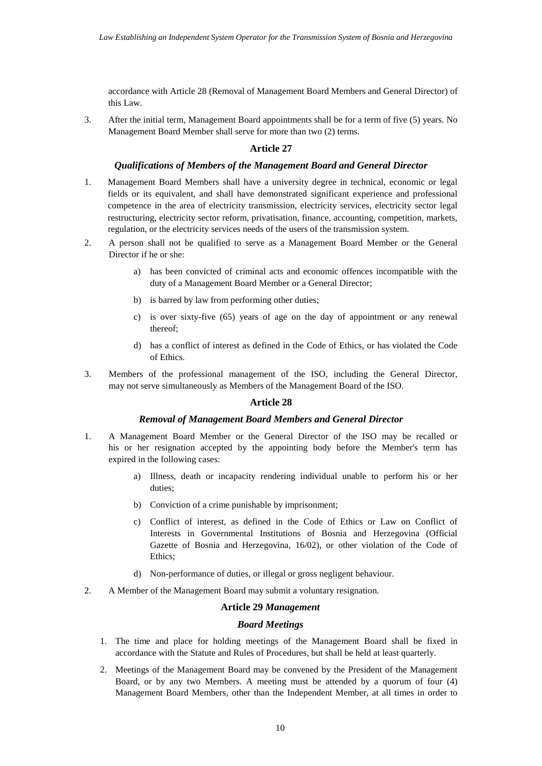accordance with Article 28 (Removal of Management Board Members and General Director) of this Law.

3. After the initial term, Management Board appointments shall be for a term of five (5) years. No Management Board Member shall serve for more than two (2) terms.

### Article 27

#### *Qualifications of Members of the Management Board and General Director*

1. Management Board Members shall have a university degree in technical, economic or legal fields or its equivalent, and shall have demonstrated significant experience and professional competence in the area of electricity transmission, electricity services, electricity sector legal restructuring, electricity sector reform, privatisation, finance, accounting, competition, markets, regulation, or the electricity services needs of the users of the transmission system.
2. A person shall not be qualified to serve as a Management Board Member or the General Director if he or she:
   a) has been convicted of criminal acts and economic offences incompatible with the duty of a Management Board Member or a General Director;
   b) is barred by law from performing other duties;
   c) is over sixty-five (65) years of age on the day of appointment or any renewal thereof;
   d) has a conflict of interest as defined in the Code of Ethics, or has violated the Code of Ethics.
3. Members of the professional management of the ISO, including the General Director, may not serve simultaneously as Members of the Management Board of the ISO.

### Article 28

#### *Removal of Management Board Members and General Director*

1. A Management Board Member or the General Director of the ISO may be recalled or his or her resignation accepted by the appointing body before the Member's term has expired in the following cases:
   a) Illness, death or incapacity rendering individual unable to perform his or her duties;
   b) Conviction of a crime punishable by imprisonment;
   c) Conflict of interest, as defined in the Code of Ethics or Law on Conflict of Interests in Governmental Institutions of Bosnia and Herzegovina (Official Gazette of Bosnia and Herzegovina, 16/02), or other violation of the Code of Ethics;
   d) Non-performance of duties, or illegal or gross negligent behaviour.
2. A Member of the Management Board may submit a voluntary resignation.

### Article 29 *Management*

#### *Board Meetings*

1. The time and place for holding meetings of the Management Board shall be fixed in accordance with the Statute and Rules of Procedures, but shall be held at least quarterly.
2. Meetings of the Management Board may be convened by the President of the Management Board, or by any two Members. A meeting must be attended by a quorum of four (4) Management Board Members, other than the Independent Member, at all times in order to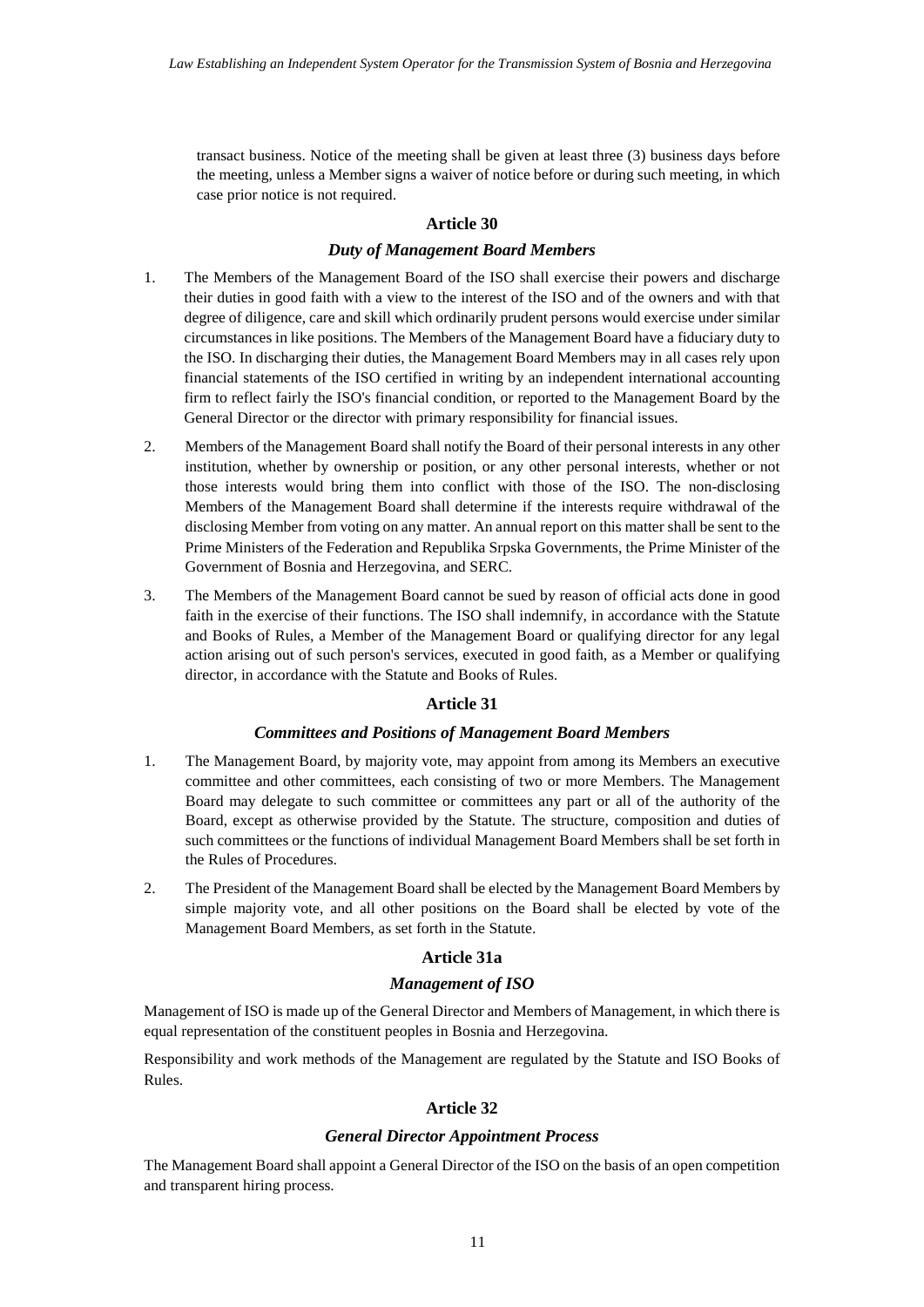transact business. Notice of the meeting shall be given at least three (3) business days before the meeting, unless a Member signs a waiver of notice before or during such meeting, in which case prior notice is not required.

## Article 30

### *Duty of Management Board Members*

1. The Members of the Management Board of the ISO shall exercise their powers and discharge their duties in good faith with a view to the interest of the ISO and of the owners and with that degree of diligence, care and skill which ordinarily prudent persons would exercise under similar circumstances in like positions. The Members of the Management Board have a fiduciary duty to the ISO. In discharging their duties, the Management Board Members may in all cases rely upon financial statements of the ISO certified in writing by an independent international accounting firm to reflect fairly the ISO's financial condition, or reported to the Management Board by the General Director or the director with primary responsibility for financial issues.

2. Members of the Management Board shall notify the Board of their personal interests in any other institution, whether by ownership or position, or any other personal interests, whether or not those interests would bring them into conflict with those of the ISO. The non-disclosing Members of the Management Board shall determine if the interests require withdrawal of the disclosing Member from voting on any matter. An annual report on this matter shall be sent to the Prime Ministers of the Federation and Republika Srpska Governments, the Prime Minister of the Government of Bosnia and Herzegovina, and SERC.

3. The Members of the Management Board cannot be sued by reason of official acts done in good faith in the exercise of their functions. The ISO shall indemnify, in accordance with the Statute and Books of Rules, a Member of the Management Board or qualifying director for any legal action arising out of such person's services, executed in good faith, as a Member or qualifying director, in accordance with the Statute and Books of Rules.

## Article 31

### *Committees and Positions of Management Board Members*

1. The Management Board, by majority vote, may appoint from among its Members an executive committee and other committees, each consisting of two or more Members. The Management Board may delegate to such committee or committees any part or all of the authority of the Board, except as otherwise provided by the Statute. The structure, composition and duties of such committees or the functions of individual Management Board Members shall be set forth in the Rules of Procedures.

2. The President of the Management Board shall be elected by the Management Board Members by simple majority vote, and all other positions on the Board shall be elected by vote of the Management Board Members, as set forth in the Statute.

## Article 31a

### *Management of ISO*

Management of ISO is made up of the General Director and Members of Management, in which there is equal representation of the constituent peoples in Bosnia and Herzegovina.

Responsibility and work methods of the Management are regulated by the Statute and ISO Books of Rules.

## Article 32

### *General Director Appointment Process*

The Management Board shall appoint a General Director of the ISO on the basis of an open competition and transparent hiring process.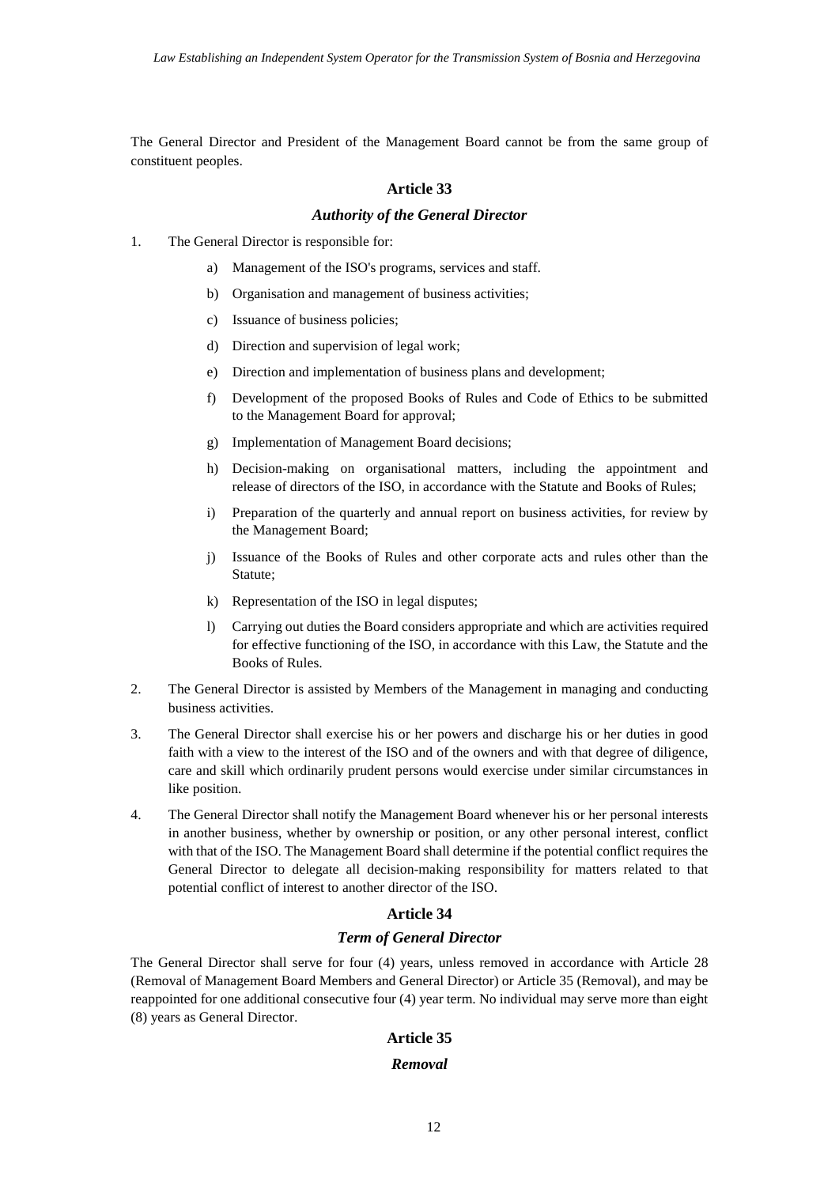The General Director and President of the Management Board cannot be from the same group of constituent peoples.

### Article 33

#### *Authority of the General Director*

1. The General Director is responsible for:

   a) Management of the ISO's programs, services and staff.

   b) Organisation and management of business activities;

   c) Issuance of business policies;

   d) Direction and supervision of legal work;

   e) Direction and implementation of business plans and development;

   f) Development of the proposed Books of Rules and Code of Ethics to be submitted to the Management Board for approval;

   g) Implementation of Management Board decisions;

   h) Decision-making on organisational matters, including the appointment and release of directors of the ISO, in accordance with the Statute and Books of Rules;

   i) Preparation of the quarterly and annual report on business activities, for review by the Management Board;

   j) Issuance of the Books of Rules and other corporate acts and rules other than the Statute;

   k) Representation of the ISO in legal disputes;

   l) Carrying out duties the Board considers appropriate and which are activities required for effective functioning of the ISO, in accordance with this Law, the Statute and the Books of Rules.

2. The General Director is assisted by Members of the Management in managing and conducting business activities.

3. The General Director shall exercise his or her powers and discharge his or her duties in good faith with a view to the interest of the ISO and of the owners and with that degree of diligence, care and skill which ordinarily prudent persons would exercise under similar circumstances in like position.

4. The General Director shall notify the Management Board whenever his or her personal interests in another business, whether by ownership or position, or any other personal interest, conflict with that of the ISO. The Management Board shall determine if the potential conflict requires the General Director to delegate all decision-making responsibility for matters related to that potential conflict of interest to another director of the ISO.

### Article 34

#### *Term of General Director*

The General Director shall serve for four (4) years, unless removed in accordance with Article 28 (Removal of Management Board Members and General Director) or Article 35 (Removal), and may be reappointed for one additional consecutive four (4) year term. No individual may serve more than eight (8) years as General Director.

### Article 35

#### *Removal*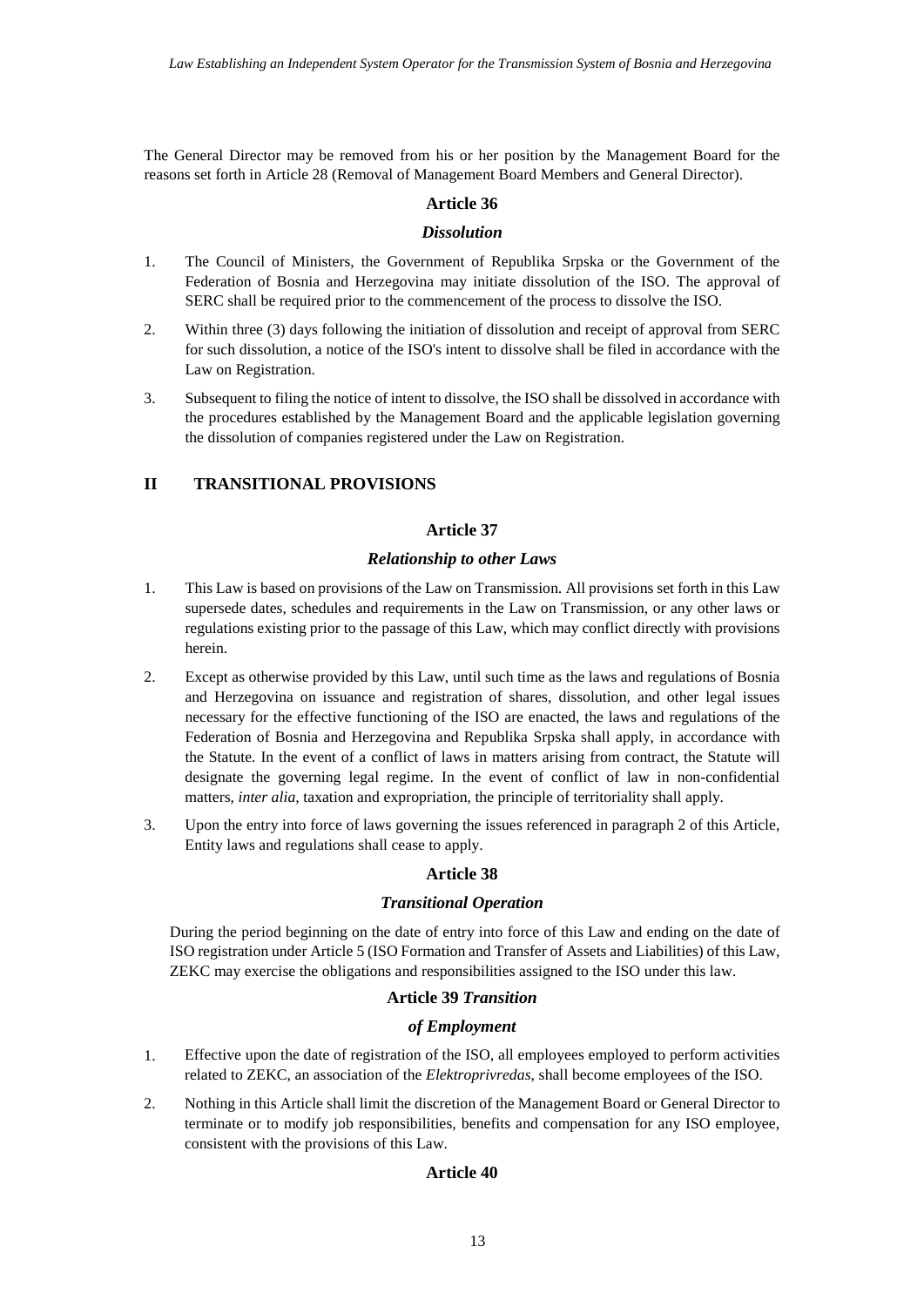The General Director may be removed from his or her position by the Management Board for the reasons set forth in Article 28 (Removal of Management Board Members and General Director).

### Article 36

#### *Dissolution*

1. The Council of Ministers, the Government of Republika Srpska or the Government of the Federation of Bosnia and Herzegovina may initiate dissolution of the ISO. The approval of SERC shall be required prior to the commencement of the process to dissolve the ISO.
2. Within three (3) days following the initiation of dissolution and receipt of approval from SERC for such dissolution, a notice of the ISO's intent to dissolve shall be filed in accordance with the Law on Registration.
3. Subsequent to filing the notice of intent to dissolve, the ISO shall be dissolved in accordance with the procedures established by the Management Board and the applicable legislation governing the dissolution of companies registered under the Law on Registration.

## II TRANSITIONAL PROVISIONS

### Article 37

#### *Relationship to other Laws*

1. This Law is based on provisions of the Law on Transmission. All provisions set forth in this Law supersede dates, schedules and requirements in the Law on Transmission, or any other laws or regulations existing prior to the passage of this Law, which may conflict directly with provisions herein.
2. Except as otherwise provided by this Law, until such time as the laws and regulations of Bosnia and Herzegovina on issuance and registration of shares, dissolution, and other legal issues necessary for the effective functioning of the ISO are enacted, the laws and regulations of the Federation of Bosnia and Herzegovina and Republika Srpska shall apply, in accordance with the Statute. In the event of a conflict of laws in matters arising from contract, the Statute will designate the governing legal regime. In the event of conflict of law in non-confidential matters, *inter alia*, taxation and expropriation, the principle of territoriality shall apply.
3. Upon the entry into force of laws governing the issues referenced in paragraph 2 of this Article, Entity laws and regulations shall cease to apply.

### Article 38

#### *Transitional Operation*

During the period beginning on the date of entry into force of this Law and ending on the date of ISO registration under Article 5 (ISO Formation and Transfer of Assets and Liabilities) of this Law, ZEKC may exercise the obligations and responsibilities assigned to the ISO under this law.

### Article 39 *Transition*

#### *of Employment*

1. Effective upon the date of registration of the ISO, all employees employed to perform activities related to ZEKC, an association of the *Elektroprivredas*, shall become employees of the ISO.
2. Nothing in this Article shall limit the discretion of the Management Board or General Director to terminate or to modify job responsibilities, benefits and compensation for any ISO employee, consistent with the provisions of this Law.

### Article 40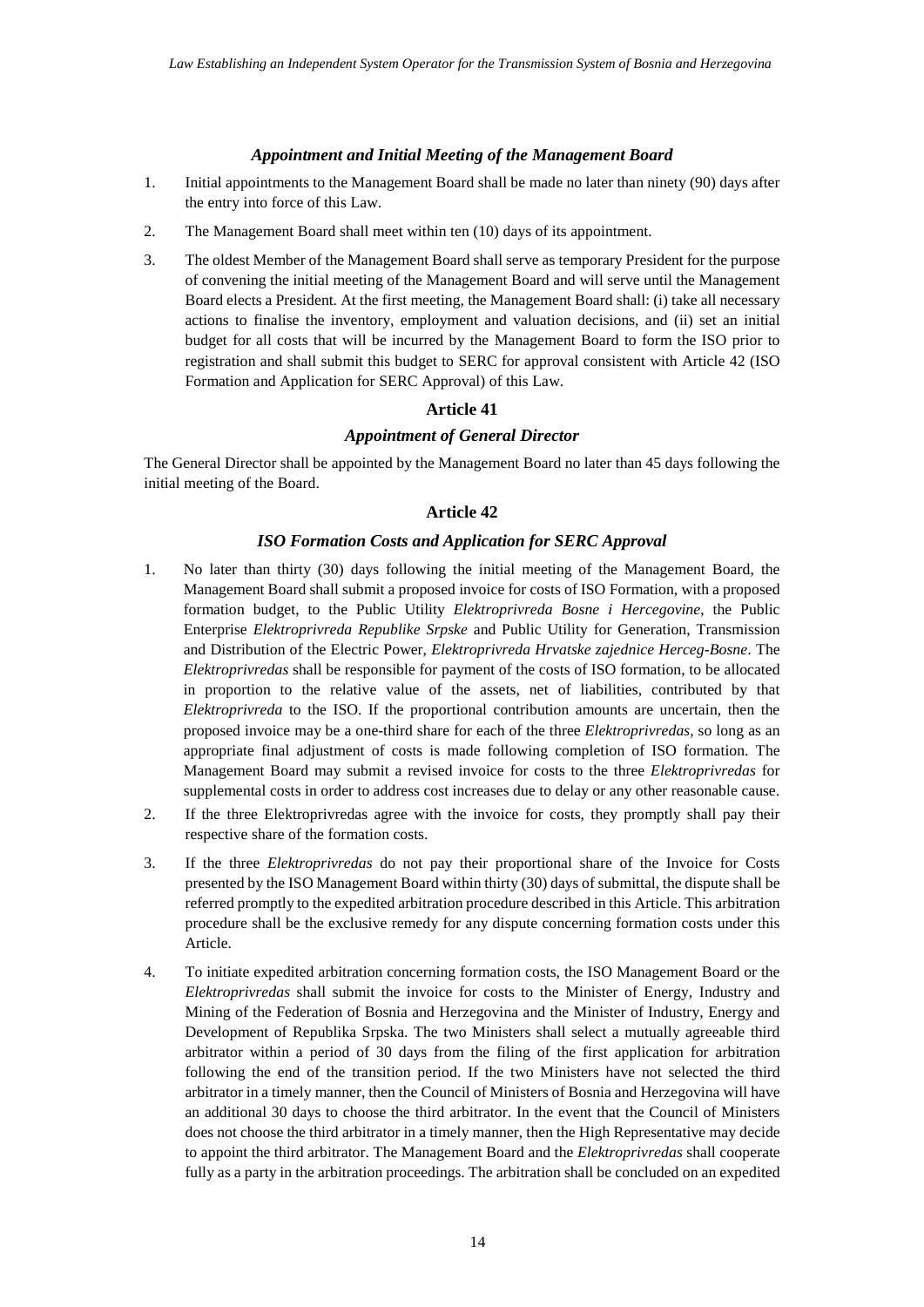### *Appointment and Initial Meeting of the Management Board*

1. Initial appointments to the Management Board shall be made no later than ninety (90) days after the entry into force of this Law.
2. The Management Board shall meet within ten (10) days of its appointment.
3. The oldest Member of the Management Board shall serve as temporary President for the purpose of convening the initial meeting of the Management Board and will serve until the Management Board elects a President. At the first meeting, the Management Board shall: (i) take all necessary actions to finalise the inventory, employment and valuation decisions, and (ii) set an initial budget for all costs that will be incurred by the Management Board to form the ISO prior to registration and shall submit this budget to SERC for approval consistent with Article 42 (ISO Formation and Application for SERC Approval) of this Law.

## Article 41

### *Appointment of General Director*

The General Director shall be appointed by the Management Board no later than 45 days following the initial meeting of the Board.

## Article 42

### *ISO Formation Costs and Application for SERC Approval*

1. No later than thirty (30) days following the initial meeting of the Management Board, the Management Board shall submit a proposed invoice for costs of ISO Formation, with a proposed formation budget, to the Public Utility *Elektroprivreda Bosne i Hercegovine*, the Public Enterprise *Elektroprivreda Republike Srpske* and Public Utility for Generation, Transmission and Distribution of the Electric Power, *Elektroprivreda Hrvatske zajednice Herceg-Bosne*. The *Elektroprivredas* shall be responsible for payment of the costs of ISO formation, to be allocated in proportion to the relative value of the assets, net of liabilities, contributed by that *Elektroprivreda* to the ISO. If the proportional contribution amounts are uncertain, then the proposed invoice may be a one-third share for each of the three *Elektroprivredas*, so long as an appropriate final adjustment of costs is made following completion of ISO formation. The Management Board may submit a revised invoice for costs to the three *Elektroprivredas* for supplemental costs in order to address cost increases due to delay or any other reasonable cause.
2. If the three Elektroprivredas agree with the invoice for costs, they promptly shall pay their respective share of the formation costs.
3. If the three *Elektroprivredas* do not pay their proportional share of the Invoice for Costs presented by the ISO Management Board within thirty (30) days of submittal, the dispute shall be referred promptly to the expedited arbitration procedure described in this Article. This arbitration procedure shall be the exclusive remedy for any dispute concerning formation costs under this Article.
4. To initiate expedited arbitration concerning formation costs, the ISO Management Board or the *Elektroprivredas* shall submit the invoice for costs to the Minister of Energy, Industry and Mining of the Federation of Bosnia and Herzegovina and the Minister of Industry, Energy and Development of Republika Srpska. The two Ministers shall select a mutually agreeable third arbitrator within a period of 30 days from the filing of the first application for arbitration following the end of the transition period. If the two Ministers have not selected the third arbitrator in a timely manner, then the Council of Ministers of Bosnia and Herzegovina will have an additional 30 days to choose the third arbitrator. In the event that the Council of Ministers does not choose the third arbitrator in a timely manner, then the High Representative may decide to appoint the third arbitrator. The Management Board and the *Elektroprivredas* shall cooperate fully as a party in the arbitration proceedings. The arbitration shall be concluded on an expedited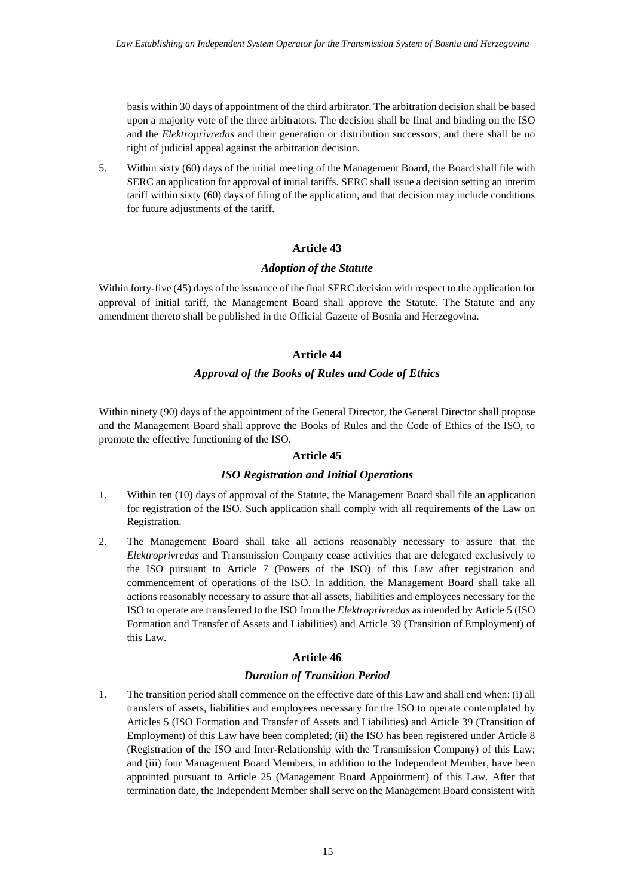basis within 30 days of appointment of the third arbitrator. The arbitration decision shall be based upon a majority vote of the three arbitrators. The decision shall be final and binding on the ISO and the *Elektroprivredas* and their generation or distribution successors, and there shall be no right of judicial appeal against the arbitration decision.

5. Within sixty (60) days of the initial meeting of the Management Board, the Board shall file with SERC an application for approval of initial tariffs. SERC shall issue a decision setting an interim tariff within sixty (60) days of filing of the application, and that decision may include conditions for future adjustments of the tariff.

### Article 43

#### *Adoption of the Statute*

Within forty-five (45) days of the issuance of the final SERC decision with respect to the application for approval of initial tariff, the Management Board shall approve the Statute. The Statute and any amendment thereto shall be published in the Official Gazette of Bosnia and Herzegovina.

### Article 44

#### *Approval of the Books of Rules and Code of Ethics*

Within ninety (90) days of the appointment of the General Director, the General Director shall propose and the Management Board shall approve the Books of Rules and the Code of Ethics of the ISO, to promote the effective functioning of the ISO.

### Article 45

#### *ISO Registration and Initial Operations*

1. Within ten (10) days of approval of the Statute, the Management Board shall file an application for registration of the ISO. Such application shall comply with all requirements of the Law on Registration.

2. The Management Board shall take all actions reasonably necessary to assure that the *Elektroprivredas* and Transmission Company cease activities that are delegated exclusively to the ISO pursuant to Article 7 (Powers of the ISO) of this Law after registration and commencement of operations of the ISO. In addition, the Management Board shall take all actions reasonably necessary to assure that all assets, liabilities and employees necessary for the ISO to operate are transferred to the ISO from the *Elektroprivredas* as intended by Article 5 (ISO Formation and Transfer of Assets and Liabilities) and Article 39 (Transition of Employment) of this Law.

### Article 46

#### *Duration of Transition Period*

1. The transition period shall commence on the effective date of this Law and shall end when: (i) all transfers of assets, liabilities and employees necessary for the ISO to operate contemplated by Articles 5 (ISO Formation and Transfer of Assets and Liabilities) and Article 39 (Transition of Employment) of this Law have been completed; (ii) the ISO has been registered under Article 8 (Registration of the ISO and Inter-Relationship with the Transmission Company) of this Law; and (iii) four Management Board Members, in addition to the Independent Member, have been appointed pursuant to Article 25 (Management Board Appointment) of this Law. After that termination date, the Independent Member shall serve on the Management Board consistent with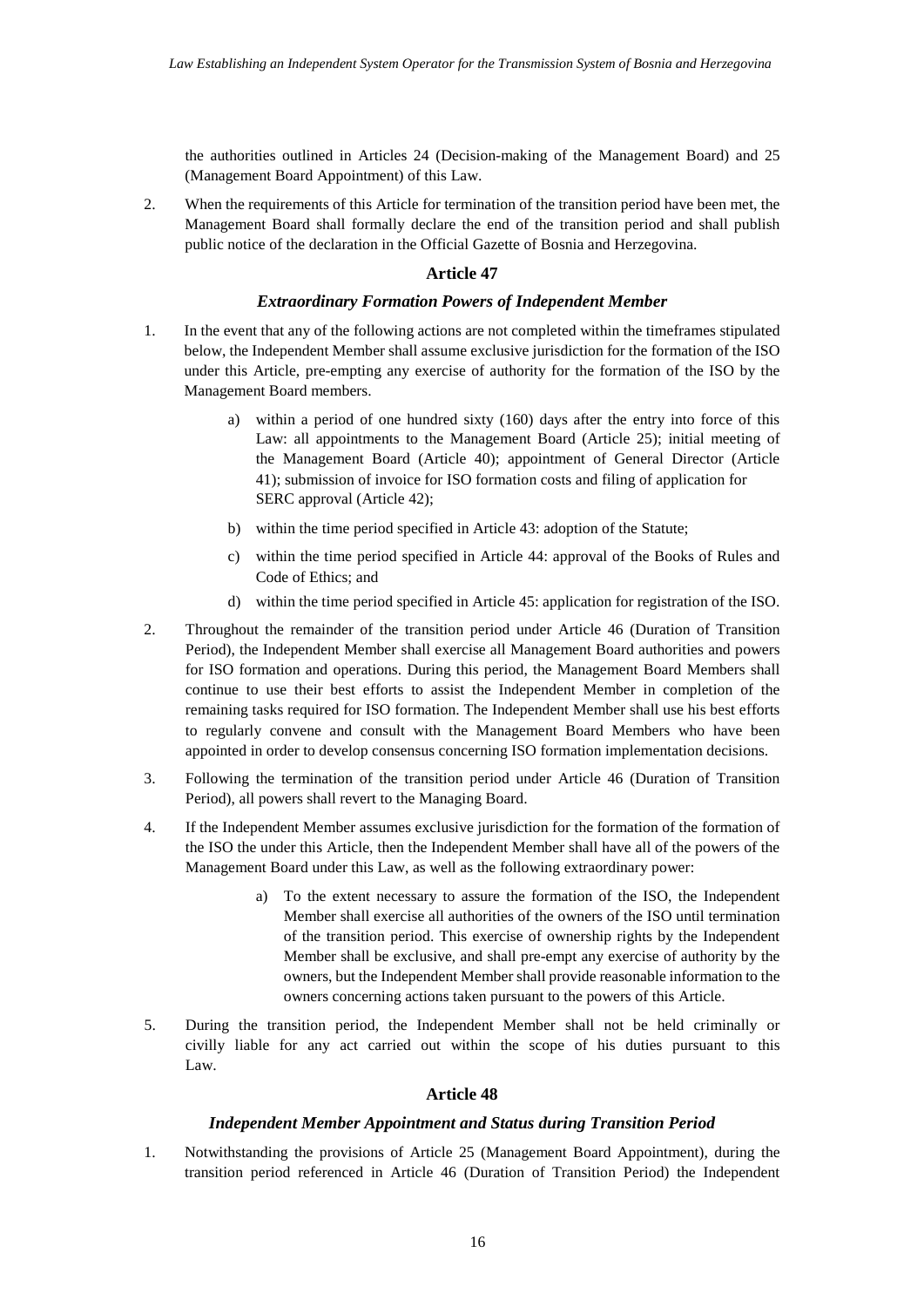the authorities outlined in Articles 24 (Decision-making of the Management Board) and 25 (Management Board Appointment) of this Law.

2. When the requirements of this Article for termination of the transition period have been met, the Management Board shall formally declare the end of the transition period and shall publish public notice of the declaration in the Official Gazette of Bosnia and Herzegovina.

### Article 47

### *Extraordinary Formation Powers of Independent Member*

1. In the event that any of the following actions are not completed within the timeframes stipulated below, the Independent Member shall assume exclusive jurisdiction for the formation of the ISO under this Article, pre-empting any exercise of authority for the formation of the ISO by the Management Board members.

    a) within a period of one hundred sixty (160) days after the entry into force of this Law: all appointments to the Management Board (Article 25); initial meeting of the Management Board (Article 40); appointment of General Director (Article 41); submission of invoice for ISO formation costs and filing of application for SERC approval (Article 42);

    b) within the time period specified in Article 43: adoption of the Statute;

    c) within the time period specified in Article 44: approval of the Books of Rules and Code of Ethics; and

    d) within the time period specified in Article 45: application for registration of the ISO.

2. Throughout the remainder of the transition period under Article 46 (Duration of Transition Period), the Independent Member shall exercise all Management Board authorities and powers for ISO formation and operations. During this period, the Management Board Members shall continue to use their best efforts to assist the Independent Member in completion of the remaining tasks required for ISO formation. The Independent Member shall use his best efforts to regularly convene and consult with the Management Board Members who have been appointed in order to develop consensus concerning ISO formation implementation decisions.

3. Following the termination of the transition period under Article 46 (Duration of Transition Period), all powers shall revert to the Managing Board.

4. If the Independent Member assumes exclusive jurisdiction for the formation of the formation of the ISO the under this Article, then the Independent Member shall have all of the powers of the Management Board under this Law, as well as the following extraordinary power:

    a) To the extent necessary to assure the formation of the ISO, the Independent Member shall exercise all authorities of the owners of the ISO until termination of the transition period. This exercise of ownership rights by the Independent Member shall be exclusive, and shall pre-empt any exercise of authority by the owners, but the Independent Member shall provide reasonable information to the owners concerning actions taken pursuant to the powers of this Article.

5. During the transition period, the Independent Member shall not be held criminally or civilly liable for any act carried out within the scope of his duties pursuant to this Law.

### Article 48

### *Independent Member Appointment and Status during Transition Period*

1. Notwithstanding the provisions of Article 25 (Management Board Appointment), during the transition period referenced in Article 46 (Duration of Transition Period) the Independent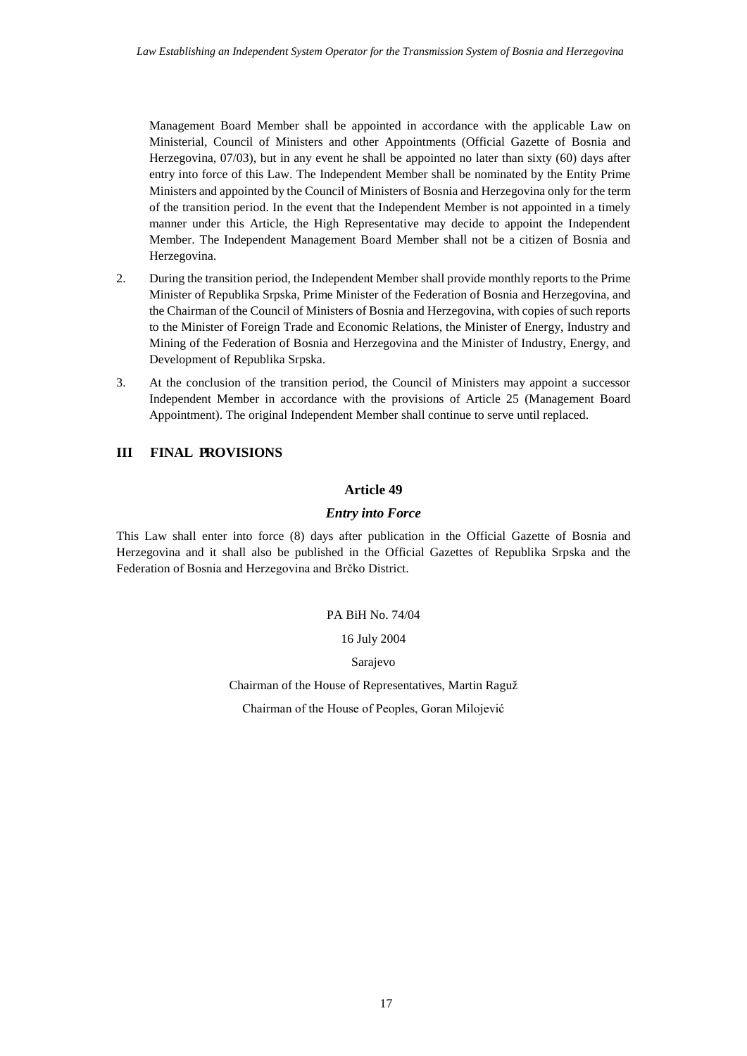Management Board Member shall be appointed in accordance with the applicable Law on Ministerial, Council of Ministers and other Appointments (Official Gazette of Bosnia and Herzegovina, 07/03), but in any event he shall be appointed no later than sixty (60) days after entry into force of this Law. The Independent Member shall be nominated by the Entity Prime Ministers and appointed by the Council of Ministers of Bosnia and Herzegovina only for the term of the transition period. In the event that the Independent Member is not appointed in a timely manner under this Article, the High Representative may decide to appoint the Independent Member. The Independent Management Board Member shall not be a citizen of Bosnia and Herzegovina.

2. During the transition period, the Independent Member shall provide monthly reports to the Prime Minister of Republika Srpska, Prime Minister of the Federation of Bosnia and Herzegovina, and the Chairman of the Council of Ministers of Bosnia and Herzegovina, with copies of such reports to the Minister of Foreign Trade and Economic Relations, the Minister of Energy, Industry and Mining of the Federation of Bosnia and Herzegovina and the Minister of Industry, Energy, and Development of Republika Srpska.

3. At the conclusion of the transition period, the Council of Ministers may appoint a successor Independent Member in accordance with the provisions of Article 25 (Management Board Appointment). The original Independent Member shall continue to serve until replaced.

## III FINAL PROVISIONS

### Article 49

### *Entry into Force*

This Law shall enter into force (8) days after publication in the Official Gazette of Bosnia and Herzegovina and it shall also be published in the Official Gazettes of Republika Srpska and the Federation of Bosnia and Herzegovina and Brčko District.

PA BiH No. 74/04

16 July 2004

Sarajevo

Chairman of the House of Representatives, Martin Raguž

Chairman of the House of Peoples, Goran Milojević